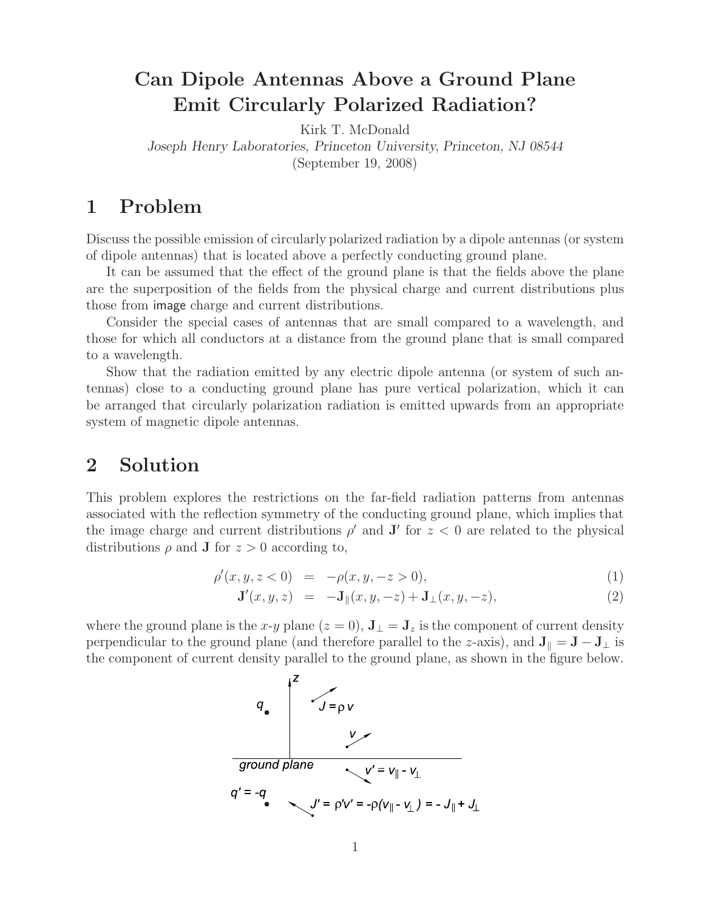# Can Dipole Antennas Above a Ground Plane Emit Circularly Polarized Radiation?

Kirk T. McDonald

*Joseph Henry Laboratories, Princeton University, Princeton, NJ 08544*

(September 19, 2008)

## 1 Problem

Discuss the possible emission of circularly polarized radiation by a dipole antennas (or system of dipole antennas) that is located above a perfectly conducting ground plane.

It can be assumed that the effect of the ground plane is that the fields above the plane are the superposition of the fields from the physical charge and current distributions plus those from image charge and current distributions.

Consider the special cases of antennas that are small compared to a wavelength, and those for which all conductors at a distance from the ground plane that is small compared to a wavelength.

Show that the radiation emitted by any electric dipole antenna (or system of such antennas) close to a conducting ground plane has pure vertical polarization, which it can be arranged that circularly polarization radiation is emitted upwards from an appropriate system of magnetic dipole antennas.

## 2 Solution

This problem explores the restrictions on the far-field radiation patterns from antennas associated with the reflection symmetry of the conducting ground plane, which implies that the image charge and current distributions $\rho'$ and $\mathbf{J}'$ for $z < 0$ are related to the physical distributions $\rho$ and $\mathbf{J}$ for $z > 0$ according to,

$$\rho'(x, y, z < 0) = -\rho(x, y, -z > 0), \tag{1}$$

$$\mathbf{J}'(x, y, z) = -\mathbf{J}_{\parallel}(x, y, -z) + \mathbf{J}_{\perp}(x, y, -z), \tag{2}$$

where the ground plane is the $x$-$y$ plane ($z = 0$), $\mathbf{J}_{\perp} = \mathbf{J}_z$ is the component of current density perpendicular to the ground plane (and therefore parallel to the $z$-axis), and $\mathbf{J}_{\parallel} = \mathbf{J} - \mathbf{J}_{\perp}$ is the component of current density parallel to the ground plane, as shown in the figure below.

$z$, $q$, $J = \rho v$, $v$, ground plane, $v' = v_{\parallel} - v_{\perp}$, $q' = -q$, $J' = \rho' v' = -\rho(v_{\parallel} - v_{\perp}) = -J_{\parallel} + J_{\perp}$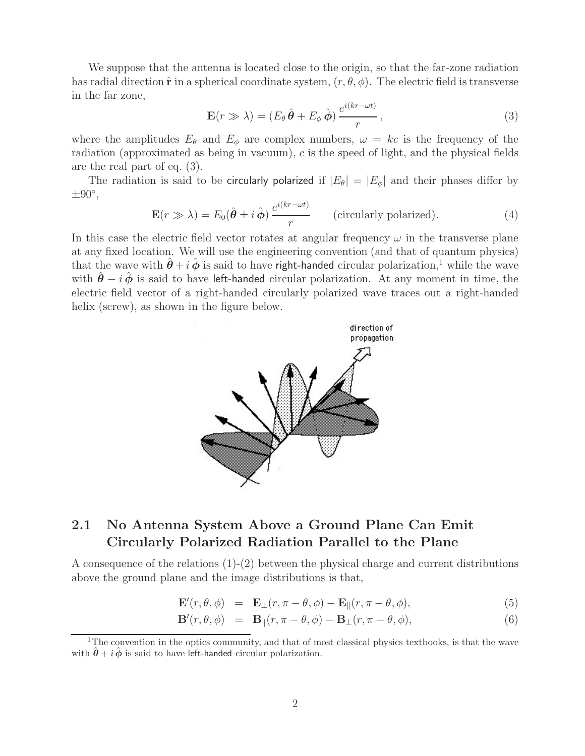We suppose that the antenna is located close to the origin, so that the far-zone radiation has radial direction $\hat{\mathbf{r}}$ in a spherical coordinate system, $(r, \theta, \phi)$. The electric field is transverse in the far zone,

$$\mathbf{E}(r \gg \lambda) = (E_\theta \, \hat{\boldsymbol{\theta}} + E_\phi \, \hat{\boldsymbol{\phi}}) \, \frac{e^{i(kr - \omega t)}}{r}, \tag{3}$$

where the amplitudes $E_\theta$ and $E_\phi$ are complex numbers, $\omega = kc$ is the frequency of the radiation (approximated as being in vacuum), $c$ is the speed of light, and the physical fields are the real part of eq. (3).

The radiation is said to be circularly polarized if $|E_\theta| = |E_\phi|$ and their phases differ by $\pm 90°$,

$$\mathbf{E}(r \gg \lambda) = E_0(\hat{\boldsymbol{\theta}} \pm i \, \hat{\boldsymbol{\phi}}) \, \frac{e^{i(kr - \omega t)}}{r} \qquad \text{(circularly polarized).} \tag{4}$$

In this case the electric field vector rotates at angular frequency $\omega$ in the transverse plane at any fixed location. We will use the engineering convention (and that of quantum physics) that the wave with $\hat{\boldsymbol{\theta}} + i \, \hat{\boldsymbol{\phi}}$ is said to have right-handed circular polarization,[1] while the wave with $\hat{\boldsymbol{\theta}} - i \, \hat{\boldsymbol{\phi}}$ is said to have left-handed circular polarization. At any moment in time, the electric field vector of a right-handed circularly polarized wave traces out a right-handed helix (screw), as shown in the figure below.

## 2.1 No Antenna System Above a Ground Plane Can Emit Circularly Polarized Radiation Parallel to the Plane

A consequence of the relations (1)-(2) between the physical charge and current distributions above the ground plane and the image distributions is that,

$$\mathbf{E}'(r, \theta, \phi) = \mathbf{E}_\perp(r, \pi - \theta, \phi) - \mathbf{E}_\parallel(r, \pi - \theta, \phi), \tag{5}$$

$$\mathbf{B}'(r, \theta, \phi) = \mathbf{B}_\parallel(r, \pi - \theta, \phi) - \mathbf{B}_\perp(r, \pi - \theta, \phi), \tag{6}$$

[1] The convention in the optics community, and that of most classical physics textbooks, is that the wave with $\hat{\boldsymbol{\theta}} + i \, \hat{\boldsymbol{\phi}}$ is said to have left-handed circular polarization.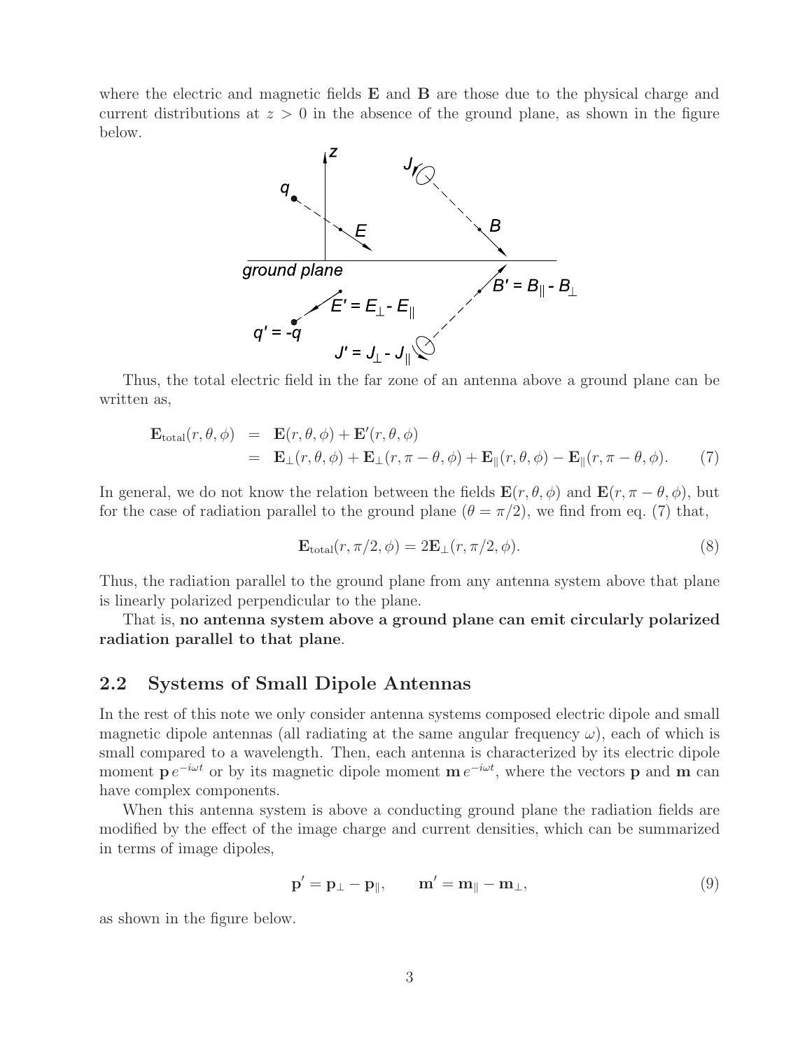where the electric and magnetic fields $\mathbf{E}$ and $\mathbf{B}$ are those due to the physical charge and current distributions at $z > 0$ in the absence of the ground plane, as shown in the figure below.

Thus, the total electric field in the far zone of an antenna above a ground plane can be written as,

$$
\begin{aligned}
\mathbf{E}_{\text{total}}(r,\theta,\phi) &= \mathbf{E}(r,\theta,\phi) + \mathbf{E}'(r,\theta,\phi) \\
&= \mathbf{E}_{\perp}(r,\theta,\phi) + \mathbf{E}_{\perp}(r,\pi-\theta,\phi) + \mathbf{E}_{\parallel}(r,\theta,\phi) - \mathbf{E}_{\parallel}(r,\pi-\theta,\phi). \qquad (7)
\end{aligned}
$$

In general, we do not know the relation between the fields $\mathbf{E}(r,\theta,\phi)$ and $\mathbf{E}(r,\pi-\theta,\phi)$, but for the case of radiation parallel to the ground plane ($\theta = \pi/2$), we find from eq. (7) that,

$$
\mathbf{E}_{\text{total}}(r,\pi/2,\phi) = 2\mathbf{E}_{\perp}(r,\pi/2,\phi). \qquad (8)
$$

Thus, the radiation parallel to the ground plane from any antenna system above that plane is linearly polarized perpendicular to the plane.

That is, **no antenna system above a ground plane can emit circularly polarized radiation parallel to that plane**.

## 2.2 Systems of Small Dipole Antennas

In the rest of this note we only consider antenna systems composed electric dipole and small magnetic dipole antennas (all radiating at the same angular frequency $\omega$), each of which is small compared to a wavelength. Then, each antenna is characterized by its electric dipole moment $\mathbf{p}\, e^{-i\omega t}$ or by its magnetic dipole moment $\mathbf{m}\, e^{-i\omega t}$, where the vectors $\mathbf{p}$ and $\mathbf{m}$ can have complex components.

When this antenna system is above a conducting ground plane the radiation fields are modified by the effect of the image charge and current densities, which can be summarized in terms of image dipoles,

$$
\mathbf{p}' = \mathbf{p}_{\perp} - \mathbf{p}_{\parallel}, \qquad \mathbf{m}' = \mathbf{m}_{\parallel} - \mathbf{m}_{\perp}, \qquad (9)
$$

as shown in the figure below.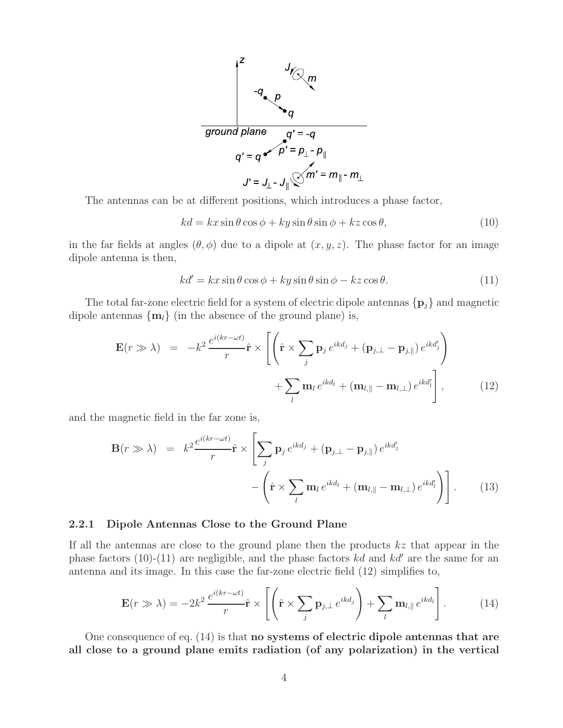The antennas can be at different positions, which introduces a phase factor,

$$kd = kx\sin\theta\cos\phi + ky\sin\theta\sin\phi + kz\cos\theta, \tag{10}$$

in the far fields at angles $(\theta, \phi)$ due to a dipole at $(x, y, z)$. The phase factor for an image dipole antenna is then,

$$kd' = kx\sin\theta\cos\phi + ky\sin\theta\sin\phi - kz\cos\theta. \tag{11}$$

The total far-zone electric field for a system of electric dipole antennas $\{\mathbf{p}_j\}$ and magnetic dipole antennas $\{\mathbf{m}_l\}$ (in the absence of the ground plane) is,

$$\mathbf{E}(r \gg \lambda) = -k^2\,\frac{e^{i(kr-\omega t)}}{r}\hat{\mathbf{r}} \times \left[\left(\hat{\mathbf{r}} \times \sum_j \mathbf{p}_j\, e^{ikd_j} + (\mathbf{p}_{j,\perp} - \mathbf{p}_{j,\parallel})\, e^{ikd'_j}\right) + \sum_l \mathbf{m}_l\, e^{ikd_l} + (\mathbf{m}_{l,\parallel} - \mathbf{m}_{l,\perp})\, e^{ikd'_l}\right], \tag{12}$$

and the magnetic field in the far zone is,

$$\mathbf{B}(r \gg \lambda) = k^2\frac{e^{i(kr-\omega t)}}{r}\hat{\mathbf{r}} \times \left[\sum_j \mathbf{p}_j\, e^{ikd_j} + (\mathbf{p}_{j,\perp} - \mathbf{p}_{j,\parallel})\, e^{ikd'_j} - \left(\hat{\mathbf{r}} \times \sum_l \mathbf{m}_l\, e^{ikd_l} + (\mathbf{m}_{l,\parallel} - \mathbf{m}_{l,\perp})\, e^{ikd'_l}\right)\right]. \tag{13}$$

### 2.2.1 Dipole Antennas Close to the Ground Plane

If all the antennas are close to the ground plane then the products $kz$ that appear in the phase factors (10)-(11) are negligible, and the phase factors $kd$ and $kd'$ are the same for an antenna and its image. In this case the far-zone electric field (12) simplifies to,

$$\mathbf{E}(r \gg \lambda) = -2k^2\,\frac{e^{i(kr-\omega t)}}{r}\hat{\mathbf{r}} \times \left[\left(\hat{\mathbf{r}} \times \sum_j \mathbf{p}_{j,\perp}\, e^{ikd_j}\right) + \sum_l \mathbf{m}_{l,\parallel}\, e^{ikd_l}\right]. \tag{14}$$

One consequence of eq. (14) is that **no systems of electric dipole antennas that are all close to a ground plane emits radiation (of any polarization) in the vertical**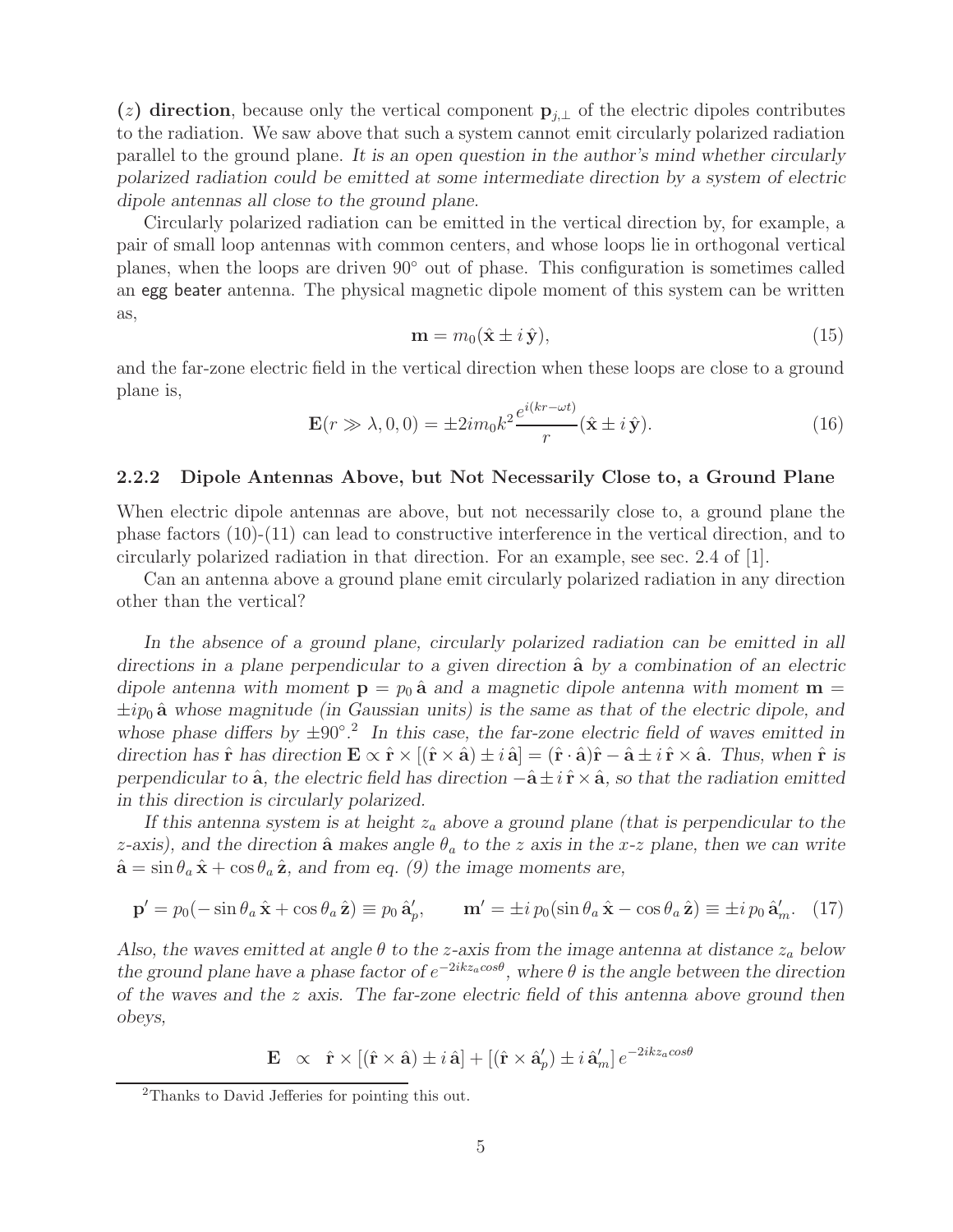**($z$) direction**, because only the vertical component $\mathbf{p}_{j,\perp}$ of the electric dipoles contributes to the radiation. We saw above that such a system cannot emit circularly polarized radiation parallel to the ground plane. *It is an open question in the author's mind whether circularly polarized radiation could be emitted at some intermediate direction by a system of electric dipole antennas all close to the ground plane.*

Circularly polarized radiation can be emitted in the vertical direction by, for example, a pair of small loop antennas with common centers, and whose loops lie in orthogonal vertical planes, when the loops are driven 90° out of phase. This configuration is sometimes called an egg beater antenna. The physical magnetic dipole moment of this system can be written as,

$$\mathbf{m} = m_0(\hat{\mathbf{x}} \pm i\,\hat{\mathbf{y}}), \tag{15}$$

and the far-zone electric field in the vertical direction when these loops are close to a ground plane is,

$$\mathbf{E}(r \gg \lambda, 0, 0) = \pm 2im_0k^2 \frac{e^{i(kr-\omega t)}}{r}(\hat{\mathbf{x}} \pm i\,\hat{\mathbf{y}}). \tag{16}$$

### 2.2.2 Dipole Antennas Above, but Not Necessarily Close to, a Ground Plane

When electric dipole antennas are above, but not necessarily close to, a ground plane the phase factors (10)-(11) can lead to constructive interference in the vertical direction, and to circularly polarized radiation in that direction. For an example, see sec. 2.4 of [1].

Can an antenna above a ground plane emit circularly polarized radiation in any direction other than the vertical?

*In the absence of a ground plane, circularly polarized radiation can be emitted in all directions in a plane perpendicular to a given direction $\hat{\mathbf{a}}$ by a combination of an electric dipole antenna with moment $\mathbf{p} = p_0\,\hat{\mathbf{a}}$ and a magnetic dipole antenna with moment $\mathbf{m} = \pm ip_0\,\hat{\mathbf{a}}$ whose magnitude (in Gaussian units) is the same as that of the electric dipole, and whose phase differs by $\pm 90°$.[2] In this case, the far-zone electric field of waves emitted in direction has $\hat{\mathbf{r}}$ has direction $\mathbf{E} \propto \hat{\mathbf{r}} \times [(\hat{\mathbf{r}} \times \hat{\mathbf{a}}) \pm i\,\hat{\mathbf{a}}] = (\hat{\mathbf{r}} \cdot \hat{\mathbf{a}})\hat{\mathbf{r}} - \hat{\mathbf{a}} \pm i\,\hat{\mathbf{r}} \times \hat{\mathbf{a}}$. Thus, when $\hat{\mathbf{r}}$ is perpendicular to $\hat{\mathbf{a}}$, the electric field has direction $-\hat{\mathbf{a}} \pm i\,\hat{\mathbf{r}} \times \hat{\mathbf{a}}$, so that the radiation emitted in this direction is circularly polarized.*

*If this antenna system is at height $z_a$ above a ground plane (that is perpendicular to the z-axis), and the direction $\hat{\mathbf{a}}$ makes angle $\theta_a$ to the z axis in the x-z plane, then we can write $\hat{\mathbf{a}} = \sin\theta_a\,\hat{\mathbf{x}} + \cos\theta_a\,\hat{\mathbf{z}}$, and from eq. (9) the image moments are,*

$$\mathbf{p}' = p_0(-\sin\theta_a\,\hat{\mathbf{x}} + \cos\theta_a\,\hat{\mathbf{z}}) \equiv p_0\,\hat{\mathbf{a}}'_p, \qquad \mathbf{m}' = \pm i\,p_0(\sin\theta_a\,\hat{\mathbf{x}} - \cos\theta_a\,\hat{\mathbf{z}}) \equiv \pm i\,p_0\,\hat{\mathbf{a}}'_m. \tag{17}$$

*Also, the waves emitted at angle $\theta$ to the z-axis from the image antenna at distance $z_a$ below the ground plane have a phase factor of $e^{-2ikz_a cos\theta}$, where $\theta$ is the angle between the direction of the waves and the z axis. The far-zone electric field of this antenna above ground then obeys,*

$$\mathbf{E} \;\propto\; \hat{\mathbf{r}} \times [(\hat{\mathbf{r}} \times \hat{\mathbf{a}}) \pm i\,\hat{\mathbf{a}}] + [(\hat{\mathbf{r}} \times \hat{\mathbf{a}}'_p) \pm i\,\hat{\mathbf{a}}'_m]\,e^{-2ikz_a cos\theta}$$

---

[2] Thanks to David Jefferies for pointing this out.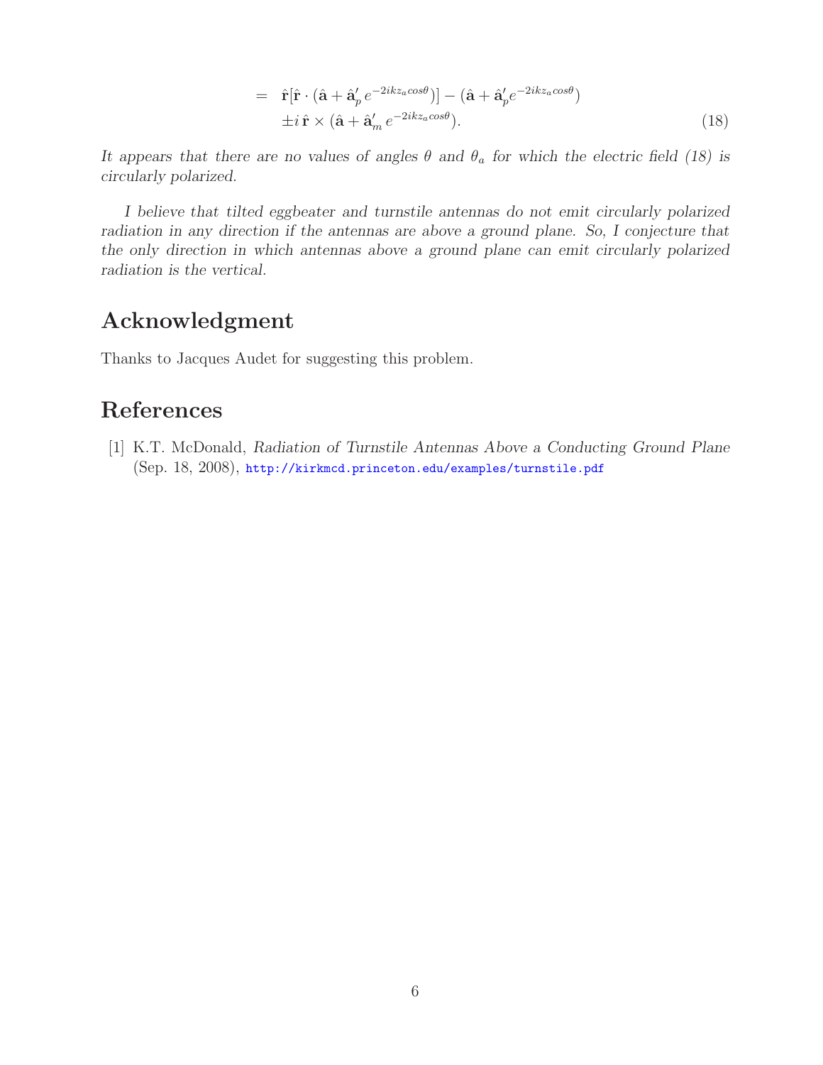$$
\begin{aligned}
= \quad & \hat{\mathbf{r}}[\hat{\mathbf{r}} \cdot (\hat{\mathbf{a}} + \hat{\mathbf{a}}'_p \, e^{-2ikz_a cos\theta})] - (\hat{\mathbf{a}} + \hat{\mathbf{a}}'_p e^{-2ikz_a cos\theta}) \\
& \pm i \, \hat{\mathbf{r}} \times (\hat{\mathbf{a}} + \hat{\mathbf{a}}'_m \, e^{-2ikz_a cos\theta}).
\end{aligned} \tag{18}
$$

*It appears that there are no values of angles $\theta$ and $\theta_a$ for which the electric field (18) is circularly polarized.*

*I believe that tilted eggbeater and turnstile antennas do not emit circularly polarized radiation in any direction if the antennas are above a ground plane. So, I conjecture that the only direction in which antennas above a ground plane can emit circularly polarized radiation is the vertical.*

## Acknowledgment

Thanks to Jacques Audet for suggesting this problem.

## References

[1] K.T. McDonald, *Radiation of Turnstile Antennas Above a Conducting Ground Plane* (Sep. 18, 2008), http://kirkmcd.princeton.edu/examples/turnstile.pdf